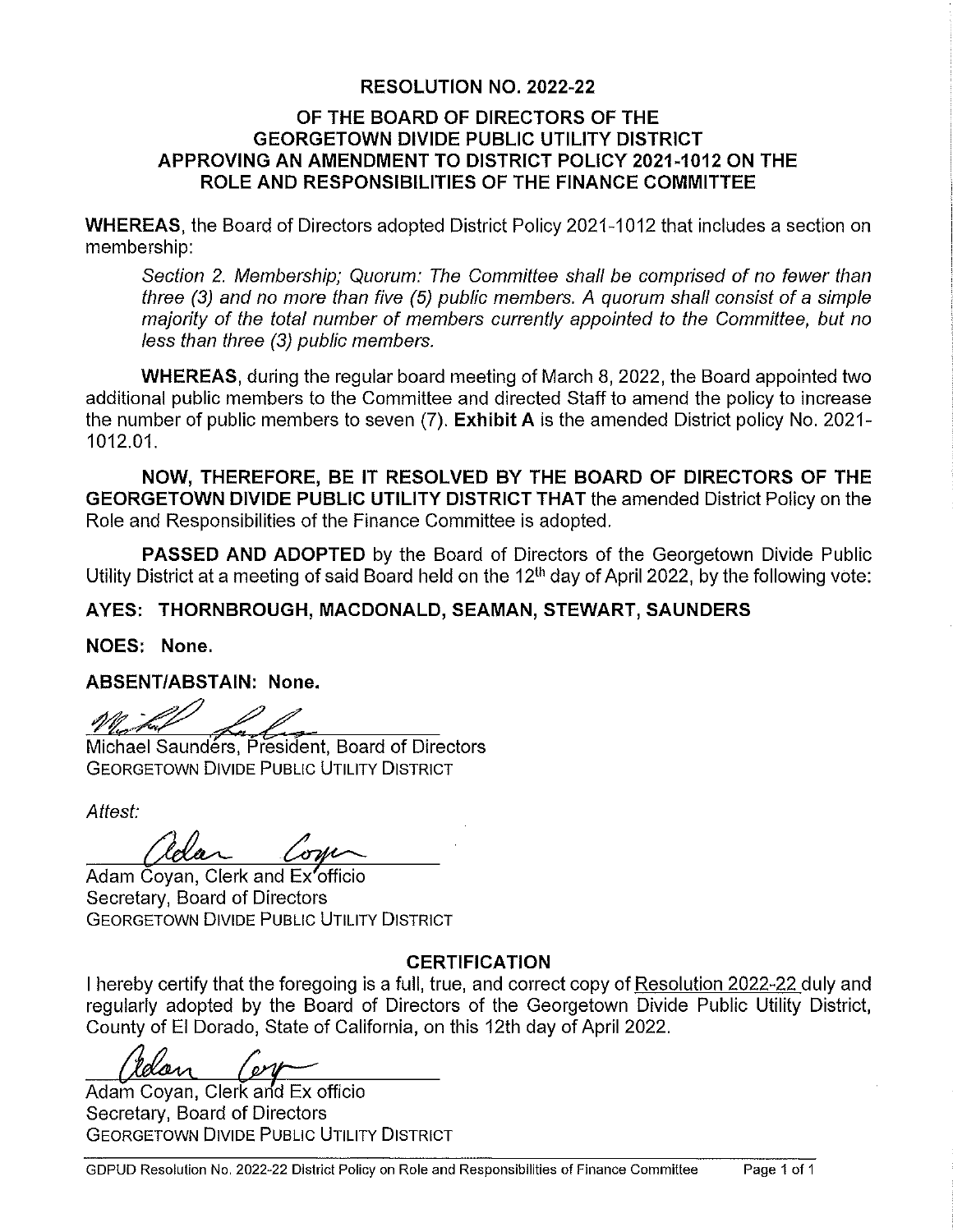# RESOLUTION NO. 2022-22

## OF THE BOARD OF DIRECTORS OF THE GEORGETOWN DIVIDE PUBLIC UTILITY DISTRICT APPROVING AN AMENDMENT TO DISTRICT POLICY 2021-1012 ON THE ROLE AND RESPONSIBILITIES OF THE FINANCE COMMITTEE

**WHEREAS**, the Board of Directors adopted District Policy 2021-1012 that includes a section on membership:

*Section 2. Membership; Quorum: The Committee shall be comprised of no fewer than three (3) and no more than five (5) public members. A quorum shall consist of a simple majority of the total number of members currently appointed to the Committee, but no less than three (3) public members.*

**WHEREAS**, during the regular board meeting of March 8, 2022, the Board appointed two additional public members to the Committee and directed Staff to amend the policy to increase the number of public members to seven (7). **Exhibit A** is the amended District policy No. 2021-1012.01.

**NOW, THEREFORE, BE IT RESOLVED BY THE BOARD OF DIRECTORS OF THE GEORGETOWN DIVIDE PUBLIC UTILITY DISTRICT THAT** the amended District Policy on the Role and Responsibilities of the Finance Committee is adopted.

**PASSED AND ADOPTED** by the Board of Directors of the Georgetown Divide Public Utility District at a meeting of said Board held on the 12th day of April 2022, by the following vote:

**AYES: THORNBROUGH, MACDONALD, SEAMAN, STEWART, SAUNDERS**

**NOES: None.**

**ABSENT/ABSTAIN: None.**

Michael Saunders, President, Board of Directors
GEORGETOWN DIVIDE PUBLIC UTILITY DISTRICT

*Attest:*

Adam Coyan, Clerk and Ex officio
Secretary, Board of Directors
GEORGETOWN DIVIDE PUBLIC UTILITY DISTRICT

## CERTIFICATION

I hereby certify that the foregoing is a full, true, and correct copy of Resolution 2022-22 duly and regularly adopted by the Board of Directors of the Georgetown Divide Public Utility District, County of El Dorado, State of California, on this 12th day of April 2022.

Adam Coyan, Clerk and Ex officio
Secretary, Board of Directors
GEORGETOWN DIVIDE PUBLIC UTILITY DISTRICT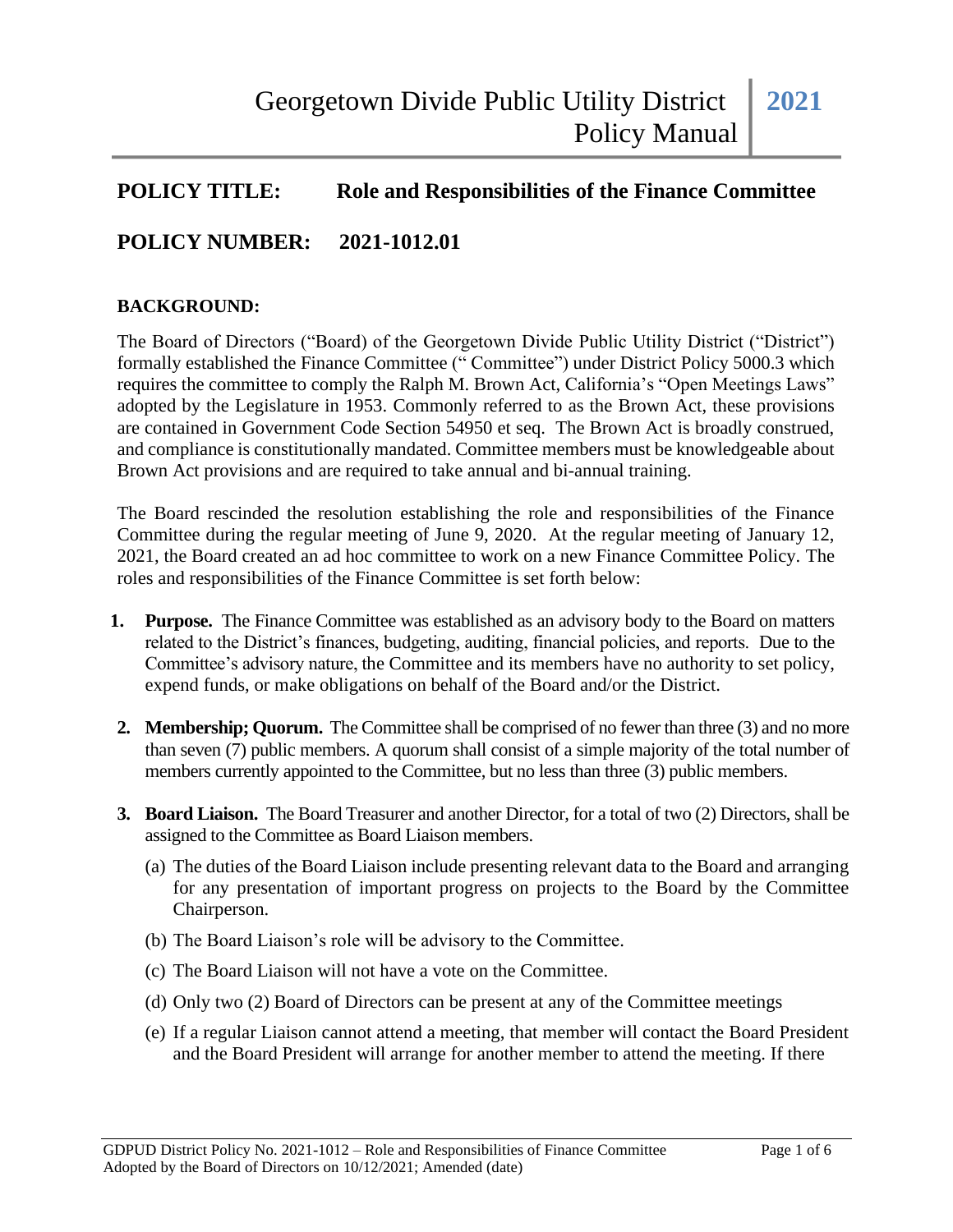## POLICY TITLE: Role and Responsibilities of the Finance Committee

## POLICY NUMBER: 2021-1012.01

### BACKGROUND:

The Board of Directors ("Board) of the Georgetown Divide Public Utility District ("District") formally established the Finance Committee (" Committee") under District Policy 5000.3 which requires the committee to comply the Ralph M. Brown Act, California's "Open Meetings Laws" adopted by the Legislature in 1953. Commonly referred to as the Brown Act, these provisions are contained in Government Code Section 54950 et seq. The Brown Act is broadly construed, and compliance is constitutionally mandated. Committee members must be knowledgeable about Brown Act provisions and are required to take annual and bi-annual training.

The Board rescinded the resolution establishing the role and responsibilities of the Finance Committee during the regular meeting of June 9, 2020. At the regular meeting of January 12, 2021, the Board created an ad hoc committee to work on a new Finance Committee Policy. The roles and responsibilities of the Finance Committee is set forth below:

1. **Purpose.** The Finance Committee was established as an advisory body to the Board on matters related to the District's finances, budgeting, auditing, financial policies, and reports. Due to the Committee's advisory nature, the Committee and its members have no authority to set policy, expend funds, or make obligations on behalf of the Board and/or the District.

2. **Membership; Quorum.** The Committee shall be comprised of no fewer than three (3) and no more than seven (7) public members. A quorum shall consist of a simple majority of the total number of members currently appointed to the Committee, but no less than three (3) public members.

3. **Board Liaison.** The Board Treasurer and another Director, for a total of two (2) Directors, shall be assigned to the Committee as Board Liaison members.

   (a) The duties of the Board Liaison include presenting relevant data to the Board and arranging for any presentation of important progress on projects to the Board by the Committee Chairperson.

   (b) The Board Liaison's role will be advisory to the Committee.

   (c) The Board Liaison will not have a vote on the Committee.

   (d) Only two (2) Board of Directors can be present at any of the Committee meetings

   (e) If a regular Liaison cannot attend a meeting, that member will contact the Board President and the Board President will arrange for another member to attend the meeting. If there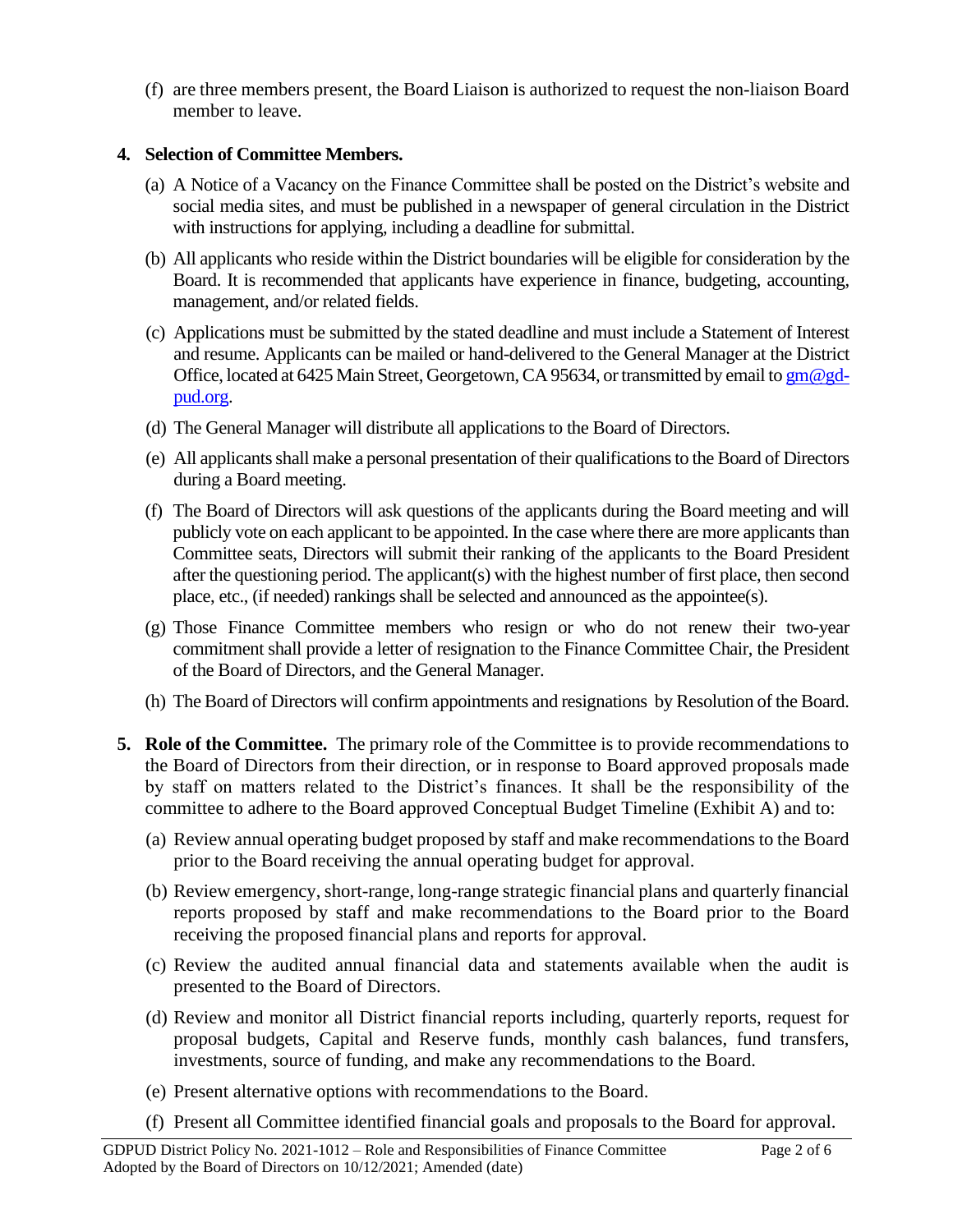(f) are three members present, the Board Liaison is authorized to request the non-liaison Board member to leave.

**4. Selection of Committee Members.**

(a) A Notice of a Vacancy on the Finance Committee shall be posted on the District's website and social media sites, and must be published in a newspaper of general circulation in the District with instructions for applying, including a deadline for submittal.

(b) All applicants who reside within the District boundaries will be eligible for consideration by the Board. It is recommended that applicants have experience in finance, budgeting, accounting, management, and/or related fields.

(c) Applications must be submitted by the stated deadline and must include a Statement of Interest and resume. Applicants can be mailed or hand-delivered to the General Manager at the District Office, located at 6425 Main Street, Georgetown, CA 95634, or transmitted by email to gm@gd-pud.org.

(d) The General Manager will distribute all applications to the Board of Directors.

(e) All applicants shall make a personal presentation of their qualifications to the Board of Directors during a Board meeting.

(f) The Board of Directors will ask questions of the applicants during the Board meeting and will publicly vote on each applicant to be appointed. In the case where there are more applicants than Committee seats, Directors will submit their ranking of the applicants to the Board President after the questioning period. The applicant(s) with the highest number of first place, then second place, etc., (if needed) rankings shall be selected and announced as the appointee(s).

(g) Those Finance Committee members who resign or who do not renew their two-year commitment shall provide a letter of resignation to the Finance Committee Chair, the President of the Board of Directors, and the General Manager.

(h) The Board of Directors will confirm appointments and resignations by Resolution of the Board.

**5. Role of the Committee.** The primary role of the Committee is to provide recommendations to the Board of Directors from their direction, or in response to Board approved proposals made by staff on matters related to the District's finances. It shall be the responsibility of the committee to adhere to the Board approved Conceptual Budget Timeline (Exhibit A) and to:

(a) Review annual operating budget proposed by staff and make recommendations to the Board prior to the Board receiving the annual operating budget for approval.

(b) Review emergency, short-range, long-range strategic financial plans and quarterly financial reports proposed by staff and make recommendations to the Board prior to the Board receiving the proposed financial plans and reports for approval.

(c) Review the audited annual financial data and statements available when the audit is presented to the Board of Directors.

(d) Review and monitor all District financial reports including, quarterly reports, request for proposal budgets, Capital and Reserve funds, monthly cash balances, fund transfers, investments, source of funding, and make any recommendations to the Board.

(e) Present alternative options with recommendations to the Board.

(f) Present all Committee identified financial goals and proposals to the Board for approval.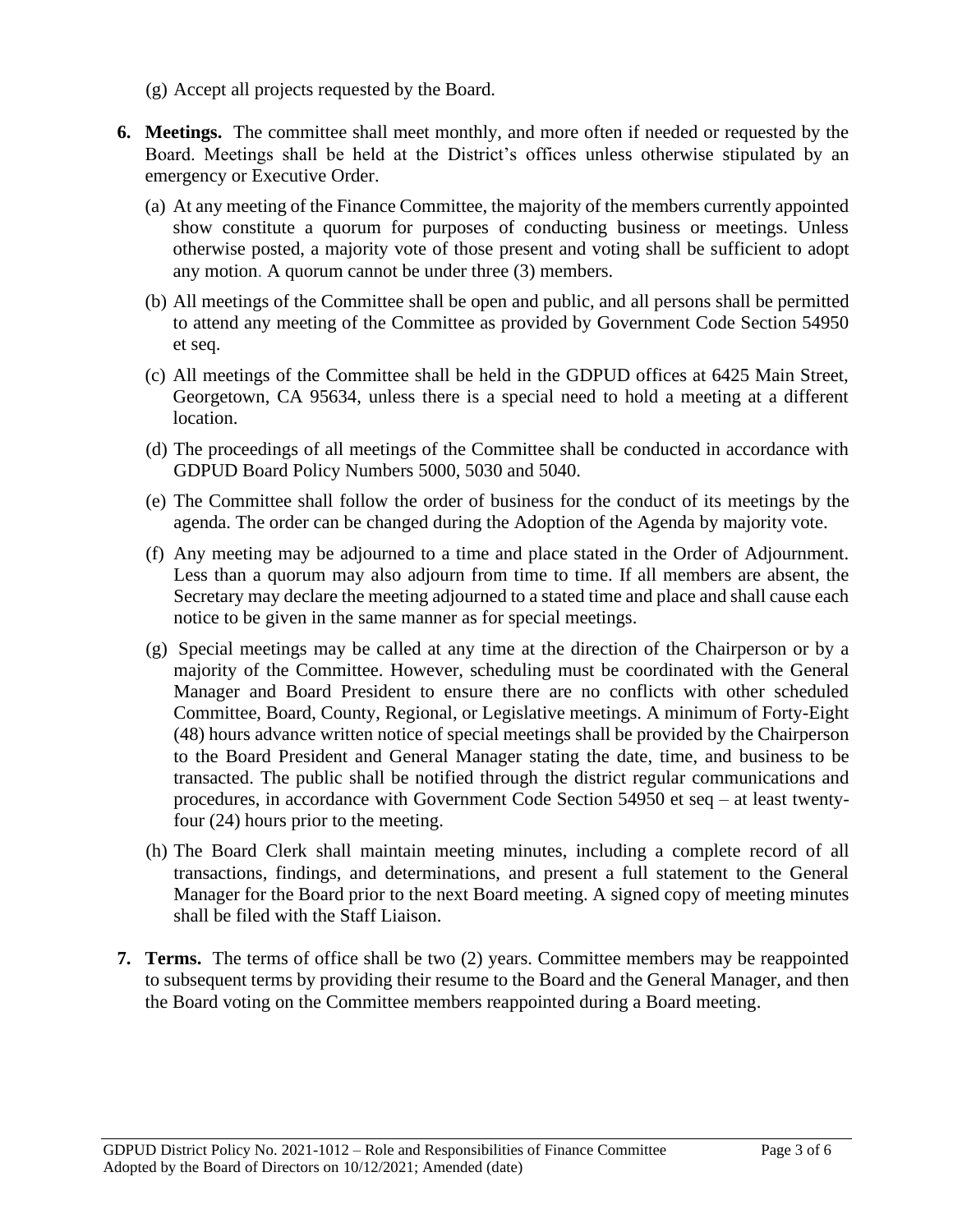(g) Accept all projects requested by the Board.

**6. Meetings.** The committee shall meet monthly, and more often if needed or requested by the Board. Meetings shall be held at the District's offices unless otherwise stipulated by an emergency or Executive Order.

(a) At any meeting of the Finance Committee, the majority of the members currently appointed show constitute a quorum for purposes of conducting business or meetings. Unless otherwise posted, a majority vote of those present and voting shall be sufficient to adopt any motion. A quorum cannot be under three (3) members.

(b) All meetings of the Committee shall be open and public, and all persons shall be permitted to attend any meeting of the Committee as provided by Government Code Section 54950 et seq.

(c) All meetings of the Committee shall be held in the GDPUD offices at 6425 Main Street, Georgetown, CA 95634, unless there is a special need to hold a meeting at a different location.

(d) The proceedings of all meetings of the Committee shall be conducted in accordance with GDPUD Board Policy Numbers 5000, 5030 and 5040.

(e) The Committee shall follow the order of business for the conduct of its meetings by the agenda. The order can be changed during the Adoption of the Agenda by majority vote.

(f) Any meeting may be adjourned to a time and place stated in the Order of Adjournment. Less than a quorum may also adjourn from time to time. If all members are absent, the Secretary may declare the meeting adjourned to a stated time and place and shall cause each notice to be given in the same manner as for special meetings.

(g) Special meetings may be called at any time at the direction of the Chairperson or by a majority of the Committee. However, scheduling must be coordinated with the General Manager and Board President to ensure there are no conflicts with other scheduled Committee, Board, County, Regional, or Legislative meetings. A minimum of Forty-Eight (48) hours advance written notice of special meetings shall be provided by the Chairperson to the Board President and General Manager stating the date, time, and business to be transacted. The public shall be notified through the district regular communications and procedures, in accordance with Government Code Section 54950 et seq – at least twenty-four (24) hours prior to the meeting.

(h) The Board Clerk shall maintain meeting minutes, including a complete record of all transactions, findings, and determinations, and present a full statement to the General Manager for the Board prior to the next Board meeting. A signed copy of meeting minutes shall be filed with the Staff Liaison.

**7. Terms.** The terms of office shall be two (2) years. Committee members may be reappointed to subsequent terms by providing their resume to the Board and the General Manager, and then the Board voting on the Committee members reappointed during a Board meeting.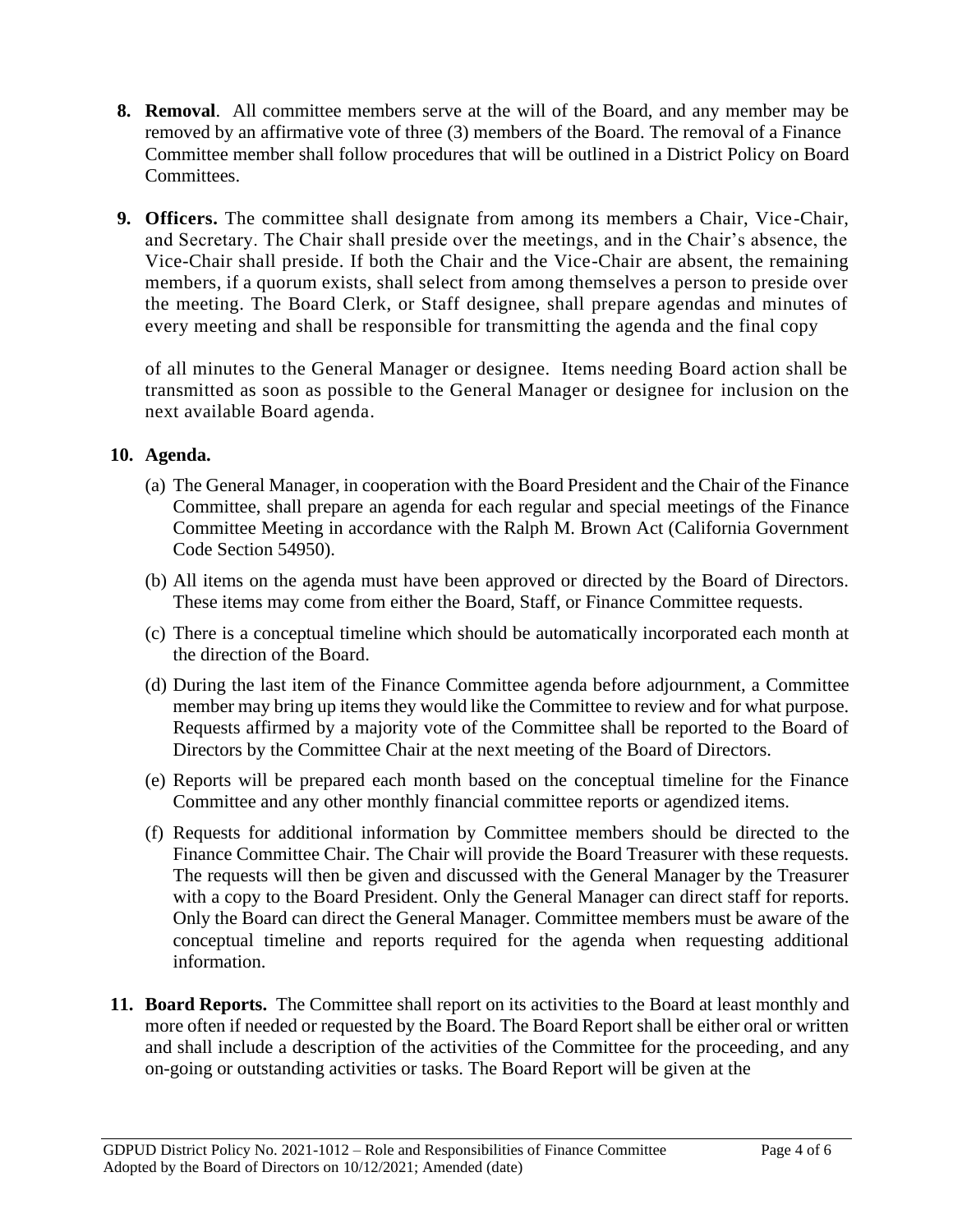8. **Removal**. All committee members serve at the will of the Board, and any member may be removed by an affirmative vote of three (3) members of the Board. The removal of a Finance Committee member shall follow procedures that will be outlined in a District Policy on Board Committees.

9. **Officers.** The committee shall designate from among its members a Chair, Vice-Chair, and Secretary. The Chair shall preside over the meetings, and in the Chair's absence, the Vice-Chair shall preside. If both the Chair and the Vice-Chair are absent, the remaining members, if a quorum exists, shall select from among themselves a person to preside over the meeting. The Board Clerk, or Staff designee, shall prepare agendas and minutes of every meeting and shall be responsible for transmitting the agenda and the final copy

   of all minutes to the General Manager or designee. Items needing Board action shall be transmitted as soon as possible to the General Manager or designee for inclusion on the next available Board agenda.

10. **Agenda.**

    (a) The General Manager, in cooperation with the Board President and the Chair of the Finance Committee, shall prepare an agenda for each regular and special meetings of the Finance Committee Meeting in accordance with the Ralph M. Brown Act (California Government Code Section 54950).

    (b) All items on the agenda must have been approved or directed by the Board of Directors. These items may come from either the Board, Staff, or Finance Committee requests.

    (c) There is a conceptual timeline which should be automatically incorporated each month at the direction of the Board.

    (d) During the last item of the Finance Committee agenda before adjournment, a Committee member may bring up items they would like the Committee to review and for what purpose. Requests affirmed by a majority vote of the Committee shall be reported to the Board of Directors by the Committee Chair at the next meeting of the Board of Directors.

    (e) Reports will be prepared each month based on the conceptual timeline for the Finance Committee and any other monthly financial committee reports or agendized items.

    (f) Requests for additional information by Committee members should be directed to the Finance Committee Chair. The Chair will provide the Board Treasurer with these requests. The requests will then be given and discussed with the General Manager by the Treasurer with a copy to the Board President. Only the General Manager can direct staff for reports. Only the Board can direct the General Manager. Committee members must be aware of the conceptual timeline and reports required for the agenda when requesting additional information.

11. **Board Reports.** The Committee shall report on its activities to the Board at least monthly and more often if needed or requested by the Board. The Board Report shall be either oral or written and shall include a description of the activities of the Committee for the proceeding, and any on-going or outstanding activities or tasks. The Board Report will be given at the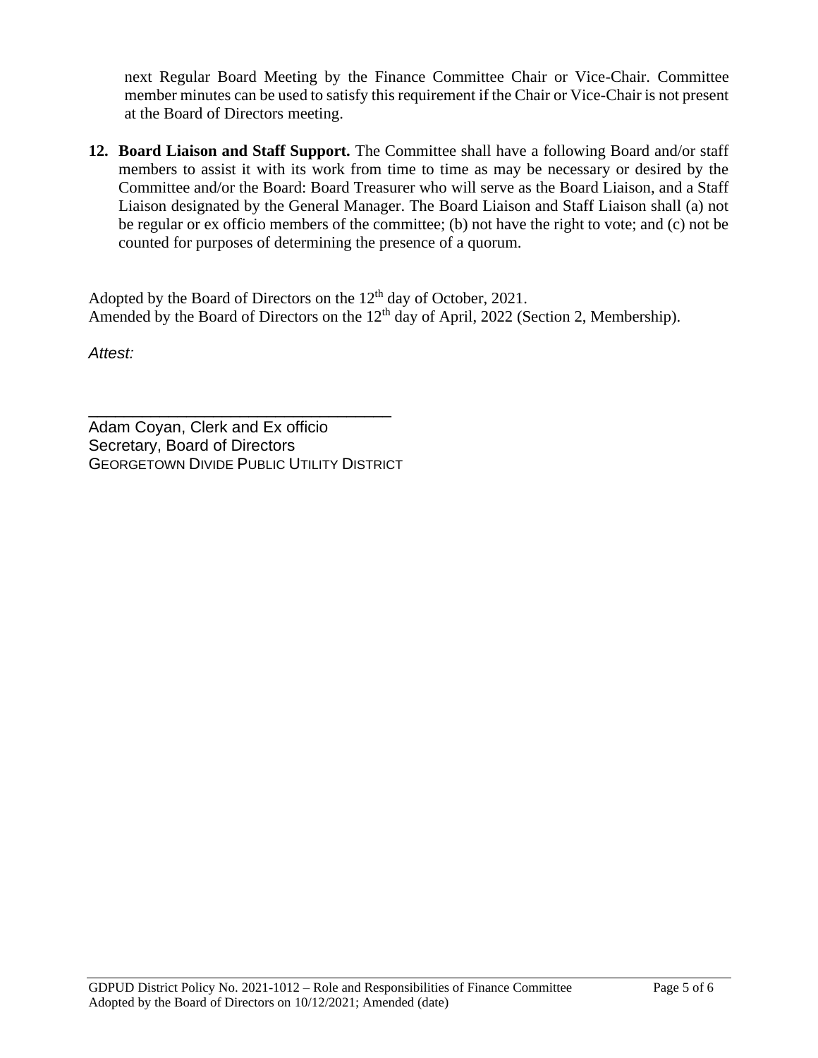next Regular Board Meeting by the Finance Committee Chair or Vice-Chair. Committee member minutes can be used to satisfy this requirement if the Chair or Vice-Chair is not present at the Board of Directors meeting.

12. **Board Liaison and Staff Support.** The Committee shall have a following Board and/or staff members to assist it with its work from time to time as may be necessary or desired by the Committee and/or the Board: Board Treasurer who will serve as the Board Liaison, and a Staff Liaison designated by the General Manager. The Board Liaison and Staff Liaison shall (a) not be regular or ex officio members of the committee; (b) not have the right to vote; and (c) not be counted for purposes of determining the presence of a quorum.

Adopted by the Board of Directors on the 12th day of October, 2021.
Amended by the Board of Directors on the 12th day of April, 2022 (Section 2, Membership).

*Attest:*

\_\_\_\_\_\_\_\_\_\_\_\_\_\_\_\_\_\_\_\_\_\_\_\_\_\_\_\_\_\_\_\_\_\_\_
Adam Coyan, Clerk and Ex officio
Secretary, Board of Directors
GEORGETOWN DIVIDE PUBLIC UTILITY DISTRICT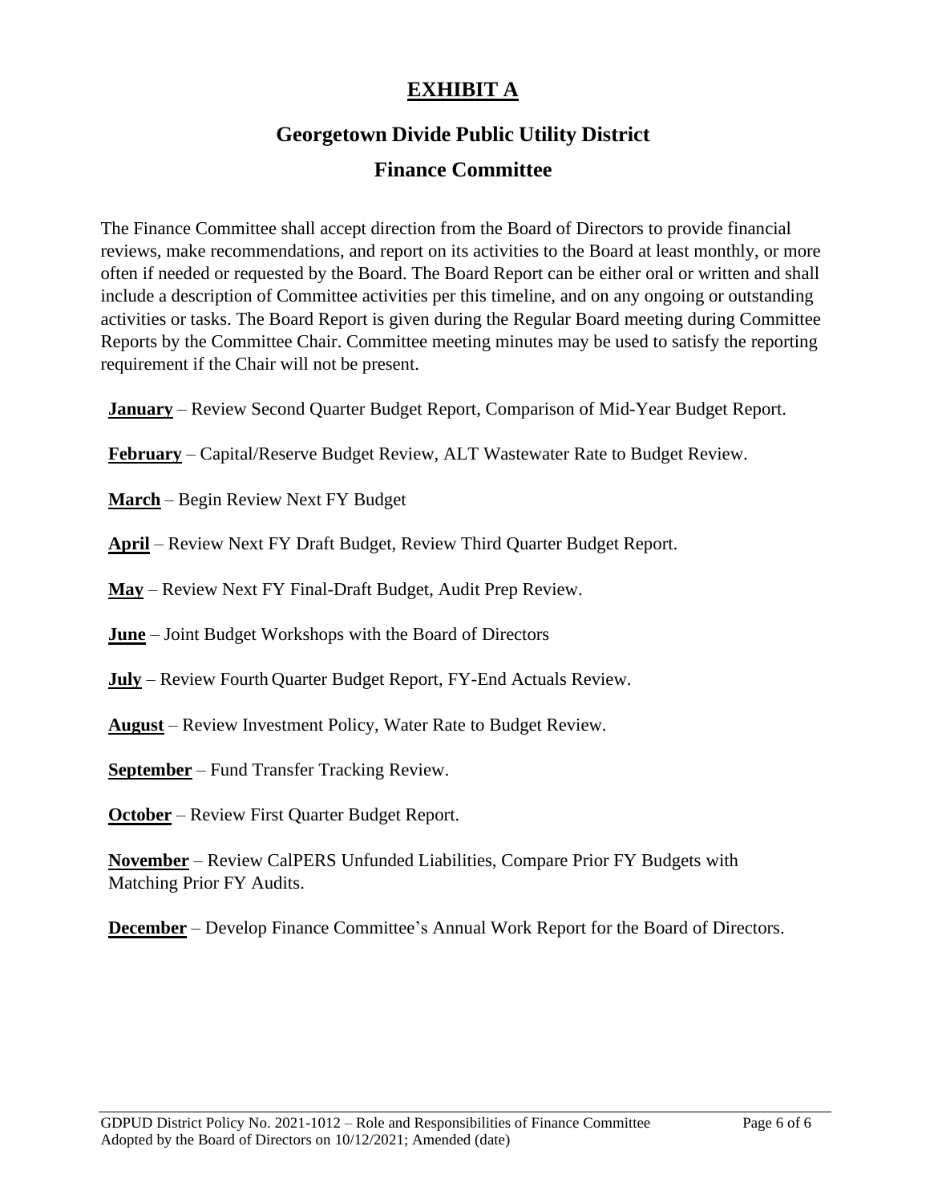# EXHIBIT A

## Georgetown Divide Public Utility District

## Finance Committee

The Finance Committee shall accept direction from the Board of Directors to provide financial reviews, make recommendations, and report on its activities to the Board at least monthly, or more often if needed or requested by the Board. The Board Report can be either oral or written and shall include a description of Committee activities per this timeline, and on any ongoing or outstanding activities or tasks. The Board Report is given during the Regular Board meeting during Committee Reports by the Committee Chair. Committee meeting minutes may be used to satisfy the reporting requirement if the Chair will not be present.

**January** – Review Second Quarter Budget Report, Comparison of Mid-Year Budget Report.

**February** – Capital/Reserve Budget Review, ALT Wastewater Rate to Budget Review.

**March** – Begin Review Next FY Budget

**April** – Review Next FY Draft Budget, Review Third Quarter Budget Report.

**May** – Review Next FY Final-Draft Budget, Audit Prep Review.

**June** – Joint Budget Workshops with the Board of Directors

**July** – Review Fourth Quarter Budget Report, FY-End Actuals Review.

**August** – Review Investment Policy, Water Rate to Budget Review.

**September** – Fund Transfer Tracking Review.

**October** – Review First Quarter Budget Report.

**November** – Review CalPERS Unfunded Liabilities, Compare Prior FY Budgets with Matching Prior FY Audits.

**December** – Develop Finance Committee's Annual Work Report for the Board of Directors.